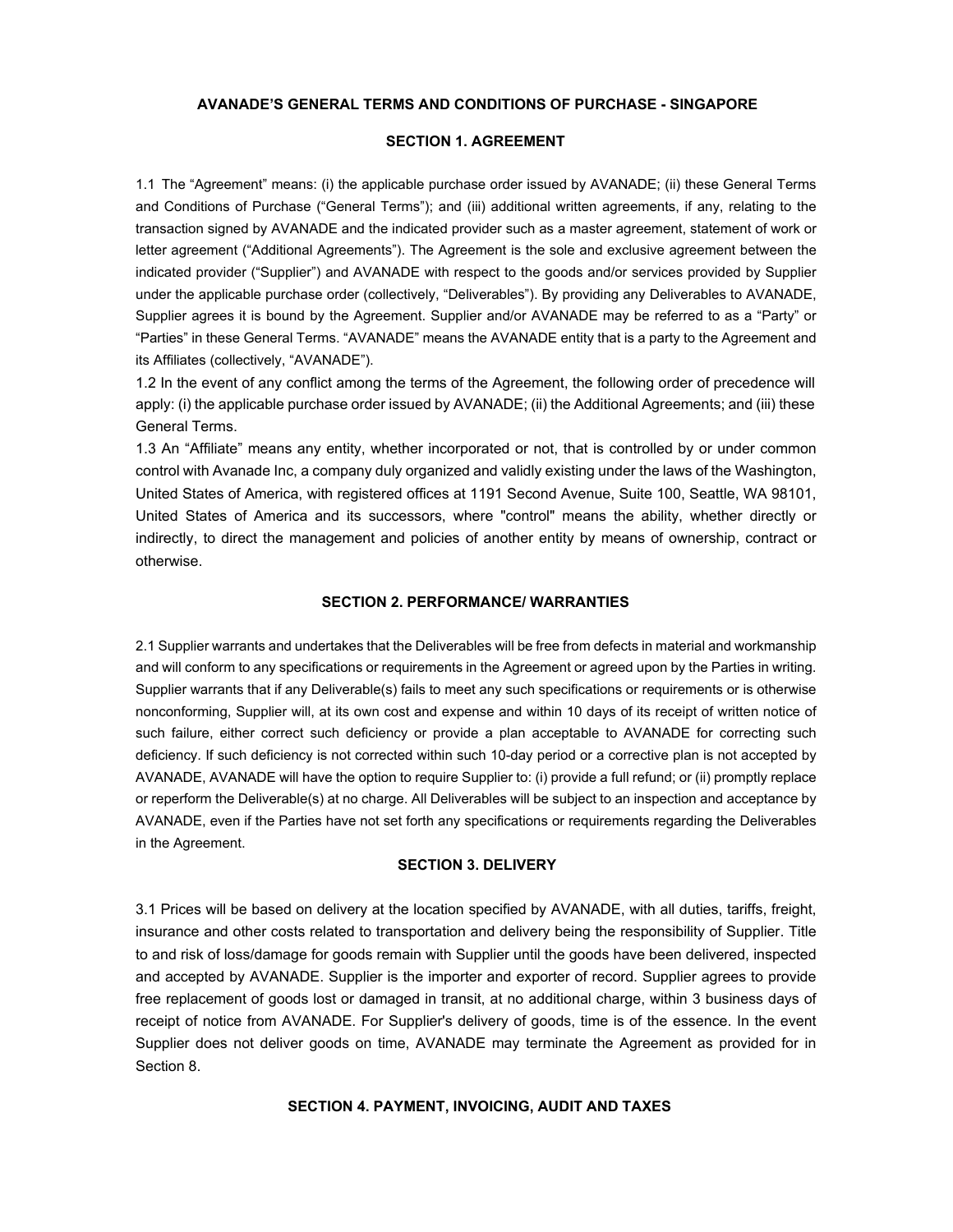# AVANADE'S GENERAL TERMS AND CONDITIONS OF PURCHASE - SINGAPORE

## SECTION 1. AGREEMENT

1.1 The "Agreement" means: (i) the applicable purchase order issued by AVANADE; (ii) these General Terms and Conditions of Purchase ("General Terms"); and (iii) additional written agreements, if any, relating to the transaction signed by AVANADE and the indicated provider such as a master agreement, statement of work or letter agreement ("Additional Agreements"). The Agreement is the sole and exclusive agreement between the indicated provider ("Supplier") and AVANADE with respect to the goods and/or services provided by Supplier under the applicable purchase order (collectively, "Deliverables"). By providing any Deliverables to AVANADE, Supplier agrees it is bound by the Agreement. Supplier and/or AVANADE may be referred to as a "Party" or "Parties" in these General Terms. "AVANADE" means the AVANADE entity that is a party to the Agreement and its Affiliates (collectively, "AVANADE").

1.2 In the event of any conflict among the terms of the Agreement, the following order of precedence will apply: (i) the applicable purchase order issued by AVANADE; (ii) the Additional Agreements; and (iii) these General Terms.

1.3 An "Affiliate" means any entity, whether incorporated or not, that is controlled by or under common control with Avanade Inc, a company duly organized and validly existing under the laws of the Washington, United States of America, with registered offices at 1191 Second Avenue, Suite 100, Seattle, WA 98101, United States of America and its successors, where "control" means the ability, whether directly or indirectly, to direct the management and policies of another entity by means of ownership, contract or otherwise.

## SECTION 2. PERFORMANCE/ WARRANTIES

2.1 Supplier warrants and undertakes that the Deliverables will be free from defects in material and workmanship and will conform to any specifications or requirements in the Agreement or agreed upon by the Parties in writing. Supplier warrants that if any Deliverable(s) fails to meet any such specifications or requirements or is otherwise nonconforming, Supplier will, at its own cost and expense and within 10 days of its receipt of written notice of such failure, either correct such deficiency or provide a plan acceptable to AVANADE for correcting such deficiency. If such deficiency is not corrected within such 10-day period or a corrective plan is not accepted by AVANADE, AVANADE will have the option to require Supplier to: (i) provide a full refund; or (ii) promptly replace or reperform the Deliverable(s) at no charge. All Deliverables will be subject to an inspection and acceptance by AVANADE, even if the Parties have not set forth any specifications or requirements regarding the Deliverables in the Agreement.

## SECTION 3. DELIVERY

3.1 Prices will be based on delivery at the location specified by AVANADE, with all duties, tariffs, freight, insurance and other costs related to transportation and delivery being the responsibility of Supplier. Title to and risk of loss/damage for goods remain with Supplier until the goods have been delivered, inspected and accepted by AVANADE. Supplier is the importer and exporter of record. Supplier agrees to provide free replacement of goods lost or damaged in transit, at no additional charge, within 3 business days of receipt of notice from AVANADE. For Supplier's delivery of goods, time is of the essence. In the event Supplier does not deliver goods on time, AVANADE may terminate the Agreement as provided for in Section 8.

## SECTION 4. PAYMENT, INVOICING, AUDIT AND TAXES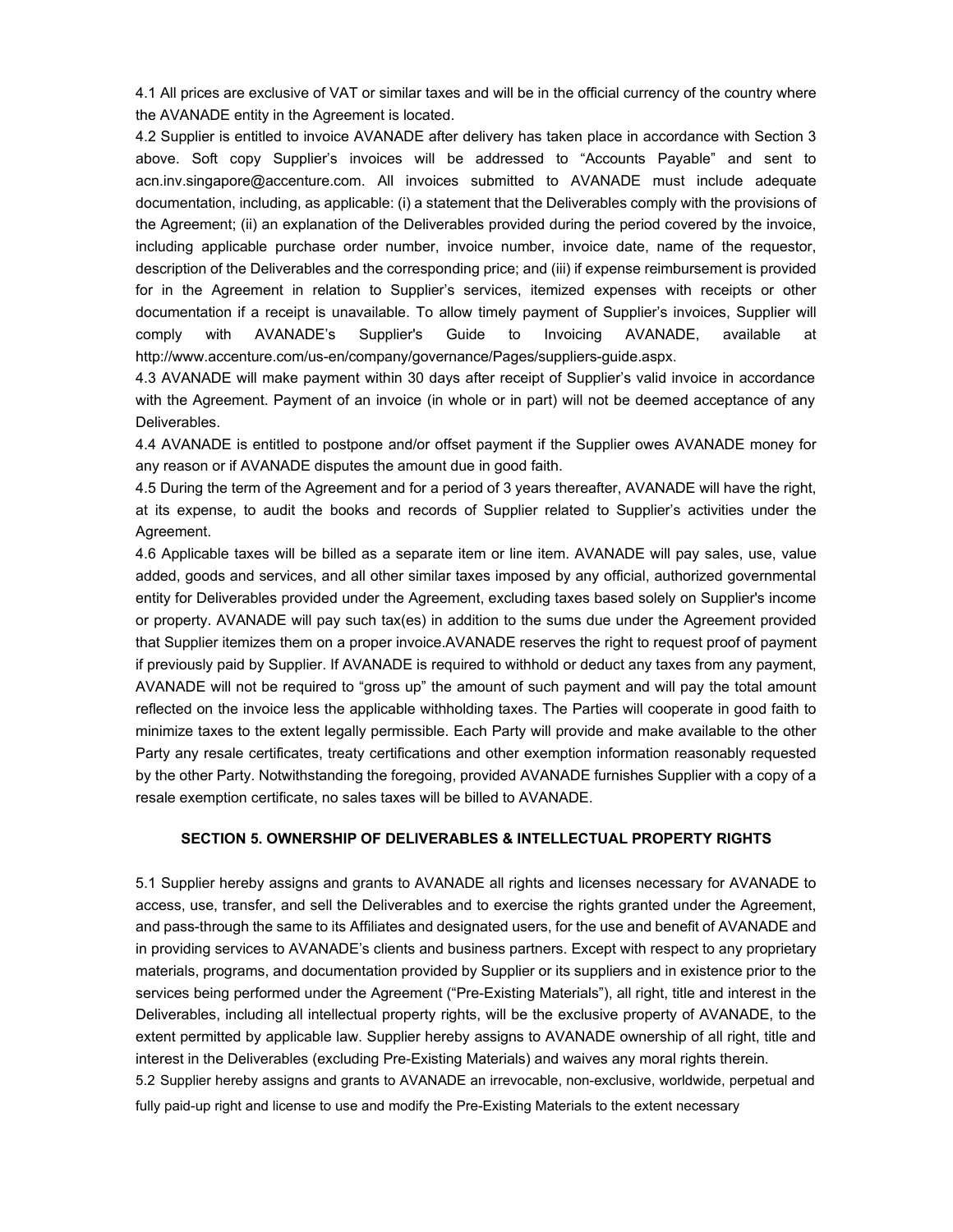4.1 All prices are exclusive of VAT or similar taxes and will be in the official currency of the country where the AVANADE entity in the Agreement is located.

4.2 Supplier is entitled to invoice AVANADE after delivery has taken place in accordance with Section 3 above. Soft copy Supplier's invoices will be addressed to "Accounts Payable" and sent to acn.inv.singapore@accenture.com. All invoices submitted to AVANADE must include adequate documentation, including, as applicable: (i) a statement that the Deliverables comply with the provisions of the Agreement; (ii) an explanation of the Deliverables provided during the period covered by the invoice, including applicable purchase order number, invoice number, invoice date, name of the requestor, description of the Deliverables and the corresponding price; and (iii) if expense reimbursement is provided for in the Agreement in relation to Supplier's services, itemized expenses with receipts or other documentation if a receipt is unavailable. To allow timely payment of Supplier's invoices, Supplier will comply with AVANADE's Supplier's Guide to Invoicing AVANADE, available at http://www.accenture.com/us-en/company/governance/Pages/suppliers-guide.aspx.

4.3 AVANADE will make payment within 30 days after receipt of Supplier's valid invoice in accordance with the Agreement. Payment of an invoice (in whole or in part) will not be deemed acceptance of any Deliverables.

4.4 AVANADE is entitled to postpone and/or offset payment if the Supplier owes AVANADE money for any reason or if AVANADE disputes the amount due in good faith.

4.5 During the term of the Agreement and for a period of 3 years thereafter, AVANADE will have the right, at its expense, to audit the books and records of Supplier related to Supplier's activities under the Agreement.

4.6 Applicable taxes will be billed as a separate item or line item. AVANADE will pay sales, use, value added, goods and services, and all other similar taxes imposed by any official, authorized governmental entity for Deliverables provided under the Agreement, excluding taxes based solely on Supplier's income or property. AVANADE will pay such tax(es) in addition to the sums due under the Agreement provided that Supplier itemizes them on a proper invoice.AVANADE reserves the right to request proof of payment if previously paid by Supplier. If AVANADE is required to withhold or deduct any taxes from any payment, AVANADE will not be required to "gross up" the amount of such payment and will pay the total amount reflected on the invoice less the applicable withholding taxes. The Parties will cooperate in good faith to minimize taxes to the extent legally permissible. Each Party will provide and make available to the other Party any resale certificates, treaty certifications and other exemption information reasonably requested by the other Party. Notwithstanding the foregoing, provided AVANADE furnishes Supplier with a copy of a resale exemption certificate, no sales taxes will be billed to AVANADE.

## SECTION 5. OWNERSHIP OF DELIVERABLES & INTELLECTUAL PROPERTY RIGHTS

5.1 Supplier hereby assigns and grants to AVANADE all rights and licenses necessary for AVANADE to access, use, transfer, and sell the Deliverables and to exercise the rights granted under the Agreement, and pass-through the same to its Affiliates and designated users, for the use and benefit of AVANADE and in providing services to AVANADE's clients and business partners. Except with respect to any proprietary materials, programs, and documentation provided by Supplier or its suppliers and in existence prior to the services being performed under the Agreement ("Pre-Existing Materials"), all right, title and interest in the Deliverables, including all intellectual property rights, will be the exclusive property of AVANADE, to the extent permitted by applicable law. Supplier hereby assigns to AVANADE ownership of all right, title and interest in the Deliverables (excluding Pre-Existing Materials) and waives any moral rights therein.

5.2 Supplier hereby assigns and grants to AVANADE an irrevocable, non-exclusive, worldwide, perpetual and fully paid-up right and license to use and modify the Pre-Existing Materials to the extent necessary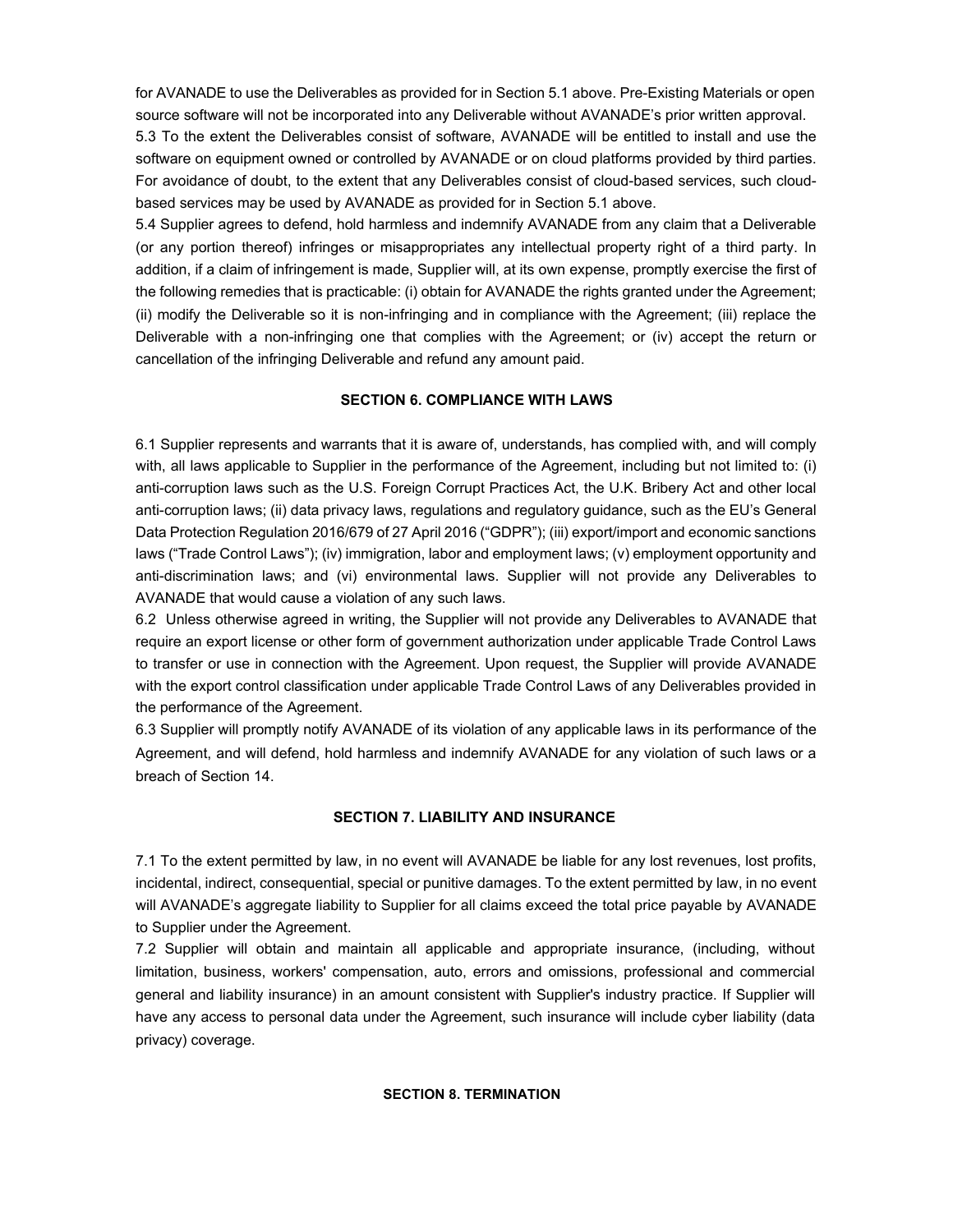for AVANADE to use the Deliverables as provided for in Section 5.1 above. Pre-Existing Materials or open source software will not be incorporated into any Deliverable without AVANADE's prior written approval.

5.3 To the extent the Deliverables consist of software, AVANADE will be entitled to install and use the software on equipment owned or controlled by AVANADE or on cloud platforms provided by third parties. For avoidance of doubt, to the extent that any Deliverables consist of cloud-based services, such cloud-based services may be used by AVANADE as provided for in Section 5.1 above.

5.4 Supplier agrees to defend, hold harmless and indemnify AVANADE from any claim that a Deliverable (or any portion thereof) infringes or misappropriates any intellectual property right of a third party. In addition, if a claim of infringement is made, Supplier will, at its own expense, promptly exercise the first of the following remedies that is practicable: (i) obtain for AVANADE the rights granted under the Agreement; (ii) modify the Deliverable so it is non-infringing and in compliance with the Agreement; (iii) replace the Deliverable with a non-infringing one that complies with the Agreement; or (iv) accept the return or cancellation of the infringing Deliverable and refund any amount paid.

**SECTION 6. COMPLIANCE WITH LAWS**

6.1 Supplier represents and warrants that it is aware of, understands, has complied with, and will comply with, all laws applicable to Supplier in the performance of the Agreement, including but not limited to: (i) anti-corruption laws such as the U.S. Foreign Corrupt Practices Act, the U.K. Bribery Act and other local anti-corruption laws; (ii) data privacy laws, regulations and regulatory guidance, such as the EU's General Data Protection Regulation 2016/679 of 27 April 2016 ("GDPR"); (iii) export/import and economic sanctions laws ("Trade Control Laws"); (iv) immigration, labor and employment laws; (v) employment opportunity and anti-discrimination laws; and (vi) environmental laws. Supplier will not provide any Deliverables to AVANADE that would cause a violation of any such laws.

6.2 Unless otherwise agreed in writing, the Supplier will not provide any Deliverables to AVANADE that require an export license or other form of government authorization under applicable Trade Control Laws to transfer or use in connection with the Agreement. Upon request, the Supplier will provide AVANADE with the export control classification under applicable Trade Control Laws of any Deliverables provided in the performance of the Agreement.

6.3 Supplier will promptly notify AVANADE of its violation of any applicable laws in its performance of the Agreement, and will defend, hold harmless and indemnify AVANADE for any violation of such laws or a breach of Section 14.

**SECTION 7. LIABILITY AND INSURANCE**

7.1 To the extent permitted by law, in no event will AVANADE be liable for any lost revenues, lost profits, incidental, indirect, consequential, special or punitive damages. To the extent permitted by law, in no event will AVANADE's aggregate liability to Supplier for all claims exceed the total price payable by AVANADE to Supplier under the Agreement.

7.2 Supplier will obtain and maintain all applicable and appropriate insurance, (including, without limitation, business, workers' compensation, auto, errors and omissions, professional and commercial general and liability insurance) in an amount consistent with Supplier's industry practice. If Supplier will have any access to personal data under the Agreement, such insurance will include cyber liability (data privacy) coverage.

**SECTION 8. TERMINATION**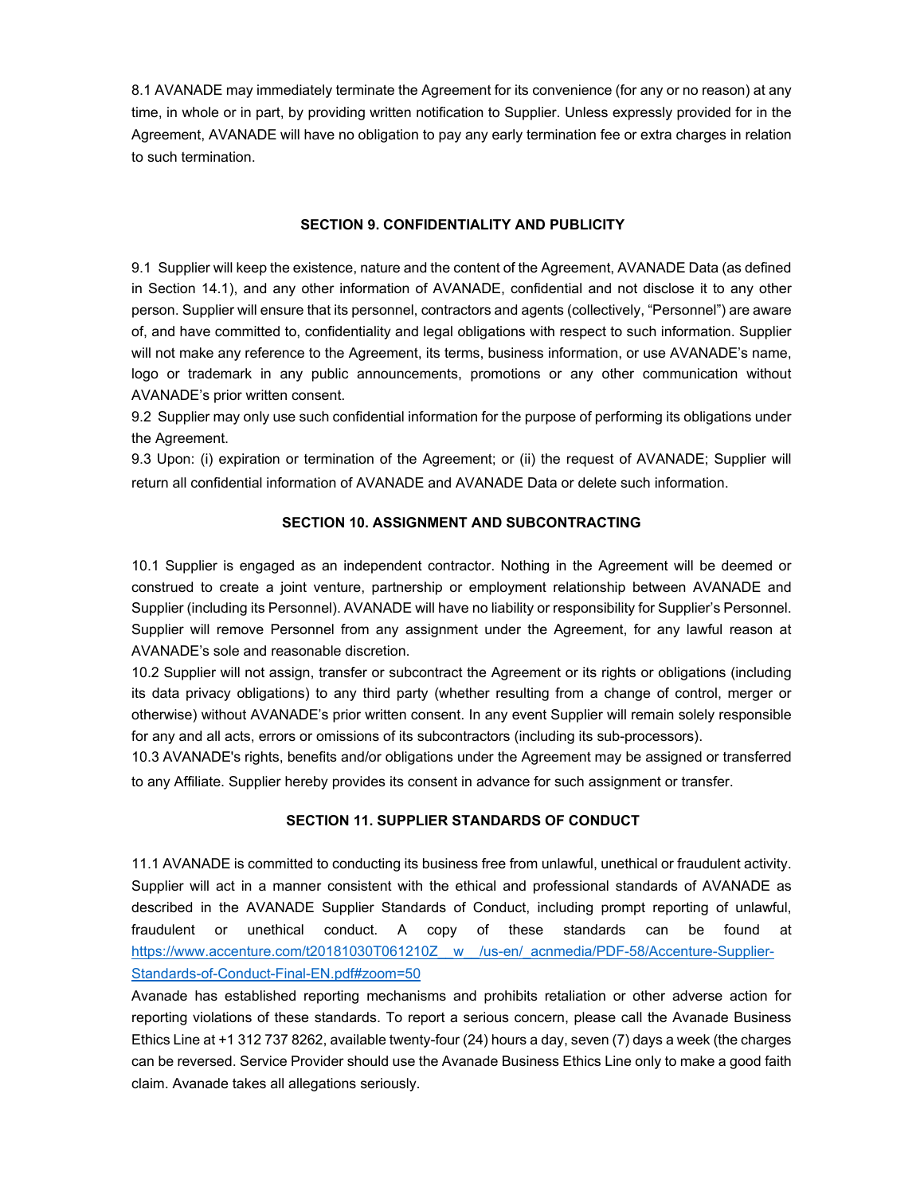8.1 AVANADE may immediately terminate the Agreement for its convenience (for any or no reason) at any time, in whole or in part, by providing written notification to Supplier. Unless expressly provided for in the Agreement, AVANADE will have no obligation to pay any early termination fee or extra charges in relation to such termination.

## SECTION 9. CONFIDENTIALITY AND PUBLICITY

9.1 Supplier will keep the existence, nature and the content of the Agreement, AVANADE Data (as defined in Section 14.1), and any other information of AVANADE, confidential and not disclose it to any other person. Supplier will ensure that its personnel, contractors and agents (collectively, "Personnel") are aware of, and have committed to, confidentiality and legal obligations with respect to such information. Supplier will not make any reference to the Agreement, its terms, business information, or use AVANADE's name, logo or trademark in any public announcements, promotions or any other communication without AVANADE's prior written consent.

9.2 Supplier may only use such confidential information for the purpose of performing its obligations under the Agreement.

9.3 Upon: (i) expiration or termination of the Agreement; or (ii) the request of AVANADE; Supplier will return all confidential information of AVANADE and AVANADE Data or delete such information.

## SECTION 10. ASSIGNMENT AND SUBCONTRACTING

10.1 Supplier is engaged as an independent contractor. Nothing in the Agreement will be deemed or construed to create a joint venture, partnership or employment relationship between AVANADE and Supplier (including its Personnel). AVANADE will have no liability or responsibility for Supplier's Personnel. Supplier will remove Personnel from any assignment under the Agreement, for any lawful reason at AVANADE's sole and reasonable discretion.

10.2 Supplier will not assign, transfer or subcontract the Agreement or its rights or obligations (including its data privacy obligations) to any third party (whether resulting from a change of control, merger or otherwise) without AVANADE's prior written consent. In any event Supplier will remain solely responsible for any and all acts, errors or omissions of its subcontractors (including its sub-processors).

10.3 AVANADE's rights, benefits and/or obligations under the Agreement may be assigned or transferred to any Affiliate. Supplier hereby provides its consent in advance for such assignment or transfer.

## SECTION 11. SUPPLIER STANDARDS OF CONDUCT

11.1 AVANADE is committed to conducting its business free from unlawful, unethical or fraudulent activity. Supplier will act in a manner consistent with the ethical and professional standards of AVANADE as described in the AVANADE Supplier Standards of Conduct, including prompt reporting of unlawful, fraudulent or unethical conduct. A copy of these standards can be found at https://www.accenture.com/t20181030T061210Z__w__/us-en/_acnmedia/PDF-58/Accenture-Supplier-Standards-of-Conduct-Final-EN.pdf#zoom=50

Avanade has established reporting mechanisms and prohibits retaliation or other adverse action for reporting violations of these standards. To report a serious concern, please call the Avanade Business Ethics Line at +1 312 737 8262, available twenty-four (24) hours a day, seven (7) days a week (the charges can be reversed. Service Provider should use the Avanade Business Ethics Line only to make a good faith claim. Avanade takes all allegations seriously.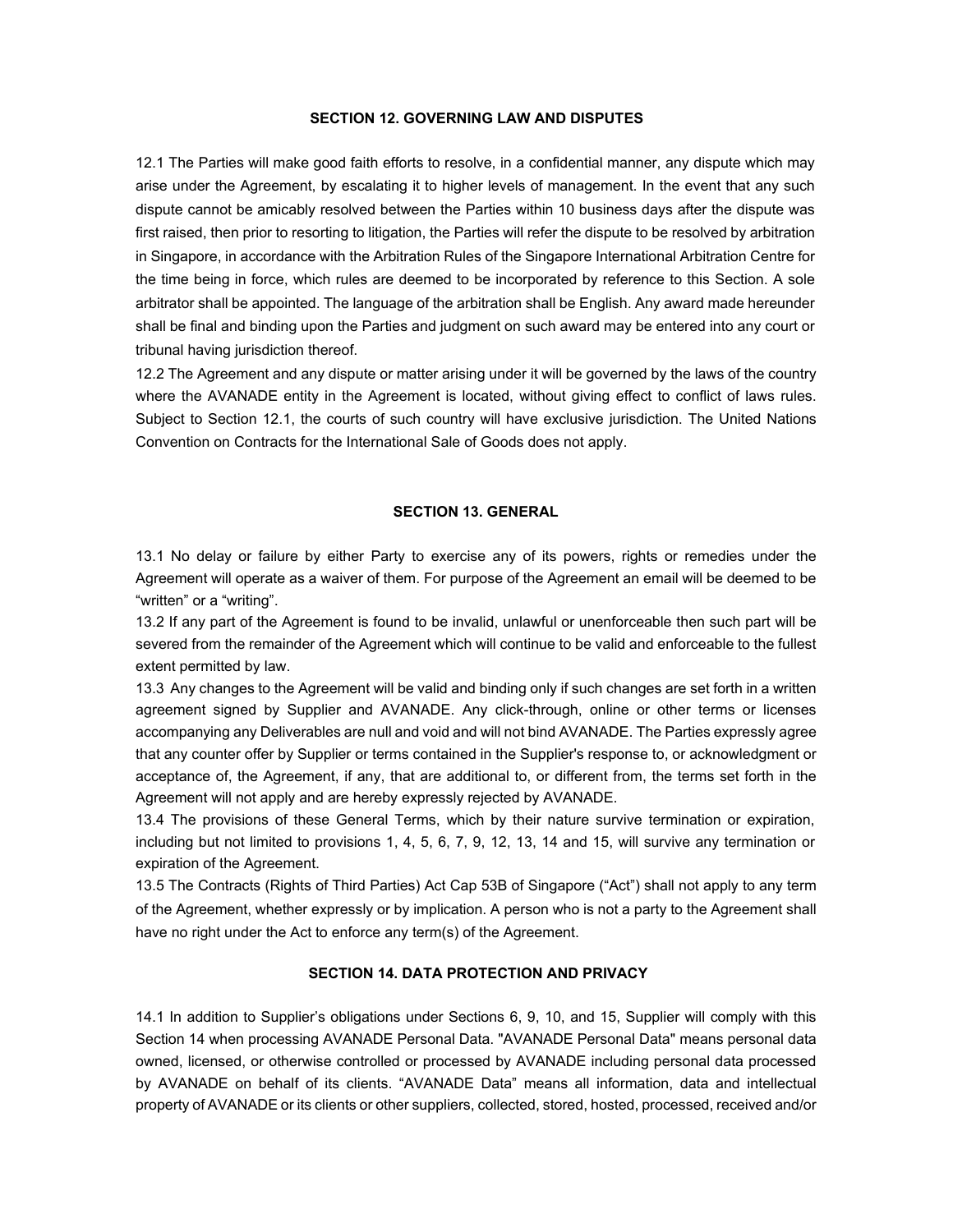## SECTION 12. GOVERNING LAW AND DISPUTES

12.1 The Parties will make good faith efforts to resolve, in a confidential manner, any dispute which may arise under the Agreement, by escalating it to higher levels of management. In the event that any such dispute cannot be amicably resolved between the Parties within 10 business days after the dispute was first raised, then prior to resorting to litigation, the Parties will refer the dispute to be resolved by arbitration in Singapore, in accordance with the Arbitration Rules of the Singapore International Arbitration Centre for the time being in force, which rules are deemed to be incorporated by reference to this Section. A sole arbitrator shall be appointed. The language of the arbitration shall be English. Any award made hereunder shall be final and binding upon the Parties and judgment on such award may be entered into any court or tribunal having jurisdiction thereof.

12.2 The Agreement and any dispute or matter arising under it will be governed by the laws of the country where the AVANADE entity in the Agreement is located, without giving effect to conflict of laws rules. Subject to Section 12.1, the courts of such country will have exclusive jurisdiction. The United Nations Convention on Contracts for the International Sale of Goods does not apply.

## SECTION 13. GENERAL

13.1 No delay or failure by either Party to exercise any of its powers, rights or remedies under the Agreement will operate as a waiver of them. For purpose of the Agreement an email will be deemed to be "written" or a "writing".

13.2 If any part of the Agreement is found to be invalid, unlawful or unenforceable then such part will be severed from the remainder of the Agreement which will continue to be valid and enforceable to the fullest extent permitted by law.

13.3 Any changes to the Agreement will be valid and binding only if such changes are set forth in a written agreement signed by Supplier and AVANADE. Any click-through, online or other terms or licenses accompanying any Deliverables are null and void and will not bind AVANADE. The Parties expressly agree that any counter offer by Supplier or terms contained in the Supplier's response to, or acknowledgment or acceptance of, the Agreement, if any, that are additional to, or different from, the terms set forth in the Agreement will not apply and are hereby expressly rejected by AVANADE.

13.4 The provisions of these General Terms, which by their nature survive termination or expiration, including but not limited to provisions 1, 4, 5, 6, 7, 9, 12, 13, 14 and 15, will survive any termination or expiration of the Agreement.

13.5 The Contracts (Rights of Third Parties) Act Cap 53B of Singapore ("Act") shall not apply to any term of the Agreement, whether expressly or by implication. A person who is not a party to the Agreement shall have no right under the Act to enforce any term(s) of the Agreement.

## SECTION 14. DATA PROTECTION AND PRIVACY

14.1 In addition to Supplier's obligations under Sections 6, 9, 10, and 15, Supplier will comply with this Section 14 when processing AVANADE Personal Data. "AVANADE Personal Data" means personal data owned, licensed, or otherwise controlled or processed by AVANADE including personal data processed by AVANADE on behalf of its clients. "AVANADE Data" means all information, data and intellectual property of AVANADE or its clients or other suppliers, collected, stored, hosted, processed, received and/or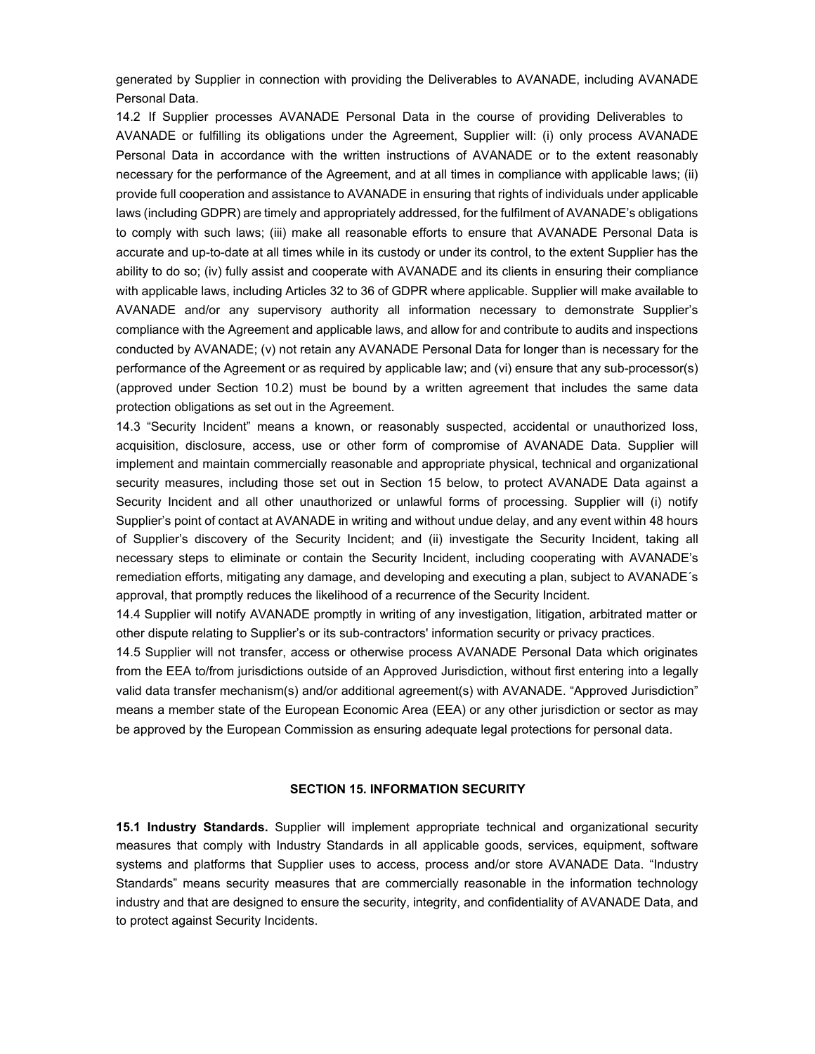generated by Supplier in connection with providing the Deliverables to AVANADE, including AVANADE Personal Data.

14.2 If Supplier processes AVANADE Personal Data in the course of providing Deliverables to AVANADE or fulfilling its obligations under the Agreement, Supplier will: (i) only process AVANADE Personal Data in accordance with the written instructions of AVANADE or to the extent reasonably necessary for the performance of the Agreement, and at all times in compliance with applicable laws; (ii) provide full cooperation and assistance to AVANADE in ensuring that rights of individuals under applicable laws (including GDPR) are timely and appropriately addressed, for the fulfilment of AVANADE's obligations to comply with such laws; (iii) make all reasonable efforts to ensure that AVANADE Personal Data is accurate and up-to-date at all times while in its custody or under its control, to the extent Supplier has the ability to do so; (iv) fully assist and cooperate with AVANADE and its clients in ensuring their compliance with applicable laws, including Articles 32 to 36 of GDPR where applicable. Supplier will make available to AVANADE and/or any supervisory authority all information necessary to demonstrate Supplier's compliance with the Agreement and applicable laws, and allow for and contribute to audits and inspections conducted by AVANADE; (v) not retain any AVANADE Personal Data for longer than is necessary for the performance of the Agreement or as required by applicable law; and (vi) ensure that any sub-processor(s) (approved under Section 10.2) must be bound by a written agreement that includes the same data protection obligations as set out in the Agreement.

14.3 "Security Incident" means a known, or reasonably suspected, accidental or unauthorized loss, acquisition, disclosure, access, use or other form of compromise of AVANADE Data. Supplier will implement and maintain commercially reasonable and appropriate physical, technical and organizational security measures, including those set out in Section 15 below, to protect AVANADE Data against a Security Incident and all other unauthorized or unlawful forms of processing. Supplier will (i) notify Supplier's point of contact at AVANADE in writing and without undue delay, and any event within 48 hours of Supplier's discovery of the Security Incident; and (ii) investigate the Security Incident, taking all necessary steps to eliminate or contain the Security Incident, including cooperating with AVANADE's remediation efforts, mitigating any damage, and developing and executing a plan, subject to AVANADE´s approval, that promptly reduces the likelihood of a recurrence of the Security Incident.

14.4 Supplier will notify AVANADE promptly in writing of any investigation, litigation, arbitrated matter or other dispute relating to Supplier's or its sub-contractors' information security or privacy practices.

14.5 Supplier will not transfer, access or otherwise process AVANADE Personal Data which originates from the EEA to/from jurisdictions outside of an Approved Jurisdiction, without first entering into a legally valid data transfer mechanism(s) and/or additional agreement(s) with AVANADE. "Approved Jurisdiction" means a member state of the European Economic Area (EEA) or any other jurisdiction or sector as may be approved by the European Commission as ensuring adequate legal protections for personal data.

## SECTION 15. INFORMATION SECURITY

**15.1 Industry Standards.** Supplier will implement appropriate technical and organizational security measures that comply with Industry Standards in all applicable goods, services, equipment, software systems and platforms that Supplier uses to access, process and/or store AVANADE Data. "Industry Standards" means security measures that are commercially reasonable in the information technology industry and that are designed to ensure the security, integrity, and confidentiality of AVANADE Data, and to protect against Security Incidents.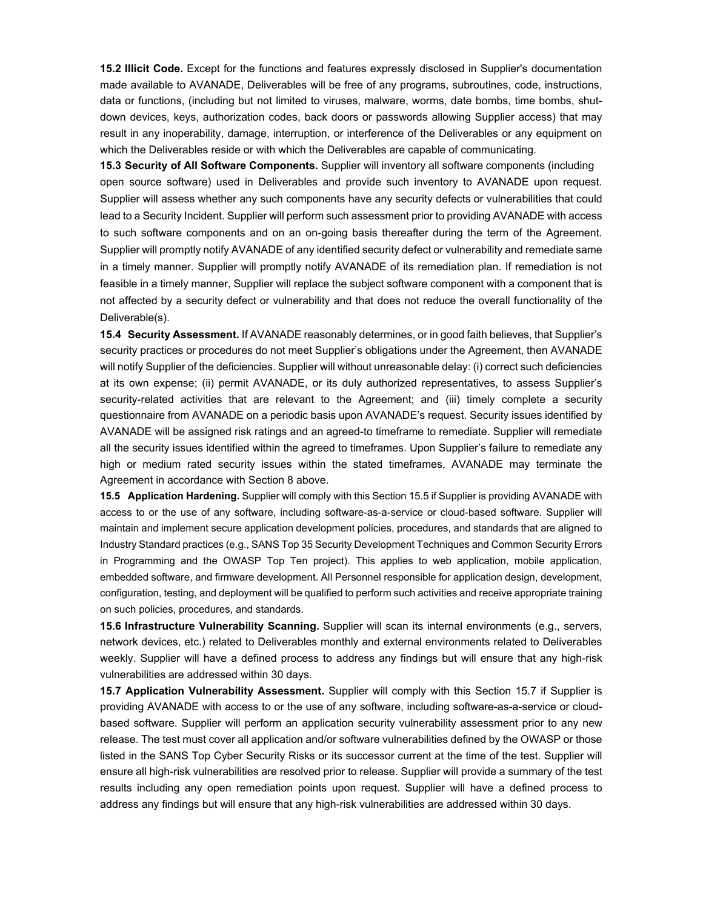**15.2 Illicit Code.** Except for the functions and features expressly disclosed in Supplier's documentation made available to AVANADE, Deliverables will be free of any programs, subroutines, code, instructions, data or functions, (including but not limited to viruses, malware, worms, date bombs, time bombs, shut-down devices, keys, authorization codes, back doors or passwords allowing Supplier access) that may result in any inoperability, damage, interruption, or interference of the Deliverables or any equipment on which the Deliverables reside or with which the Deliverables are capable of communicating.

**15.3 Security of All Software Components.** Supplier will inventory all software components (including open source software) used in Deliverables and provide such inventory to AVANADE upon request. Supplier will assess whether any such components have any security defects or vulnerabilities that could lead to a Security Incident. Supplier will perform such assessment prior to providing AVANADE with access to such software components and on an on-going basis thereafter during the term of the Agreement. Supplier will promptly notify AVANADE of any identified security defect or vulnerability and remediate same in a timely manner. Supplier will promptly notify AVANADE of its remediation plan. If remediation is not feasible in a timely manner, Supplier will replace the subject software component with a component that is not affected by a security defect or vulnerability and that does not reduce the overall functionality of the Deliverable(s).

**15.4 Security Assessment.** If AVANADE reasonably determines, or in good faith believes, that Supplier's security practices or procedures do not meet Supplier's obligations under the Agreement, then AVANADE will notify Supplier of the deficiencies. Supplier will without unreasonable delay: (i) correct such deficiencies at its own expense; (ii) permit AVANADE, or its duly authorized representatives, to assess Supplier's security-related activities that are relevant to the Agreement; and (iii) timely complete a security questionnaire from AVANADE on a periodic basis upon AVANADE's request. Security issues identified by AVANADE will be assigned risk ratings and an agreed-to timeframe to remediate. Supplier will remediate all the security issues identified within the agreed to timeframes. Upon Supplier's failure to remediate any high or medium rated security issues within the stated timeframes, AVANADE may terminate the Agreement in accordance with Section 8 above.

**15.5 Application Hardening.** Supplier will comply with this Section 15.5 if Supplier is providing AVANADE with access to or the use of any software, including software-as-a-service or cloud-based software. Supplier will maintain and implement secure application development policies, procedures, and standards that are aligned to Industry Standard practices (e.g., SANS Top 35 Security Development Techniques and Common Security Errors in Programming and the OWASP Top Ten project). This applies to web application, mobile application, embedded software, and firmware development. All Personnel responsible for application design, development, configuration, testing, and deployment will be qualified to perform such activities and receive appropriate training on such policies, procedures, and standards.

**15.6 Infrastructure Vulnerability Scanning.** Supplier will scan its internal environments (e.g., servers, network devices, etc.) related to Deliverables monthly and external environments related to Deliverables weekly. Supplier will have a defined process to address any findings but will ensure that any high-risk vulnerabilities are addressed within 30 days.

**15.7 Application Vulnerability Assessment.** Supplier will comply with this Section 15.7 if Supplier is providing AVANADE with access to or the use of any software, including software-as-a-service or cloud-based software. Supplier will perform an application security vulnerability assessment prior to any new release. The test must cover all application and/or software vulnerabilities defined by the OWASP or those listed in the SANS Top Cyber Security Risks or its successor current at the time of the test. Supplier will ensure all high-risk vulnerabilities are resolved prior to release. Supplier will provide a summary of the test results including any open remediation points upon request. Supplier will have a defined process to address any findings but will ensure that any high-risk vulnerabilities are addressed within 30 days.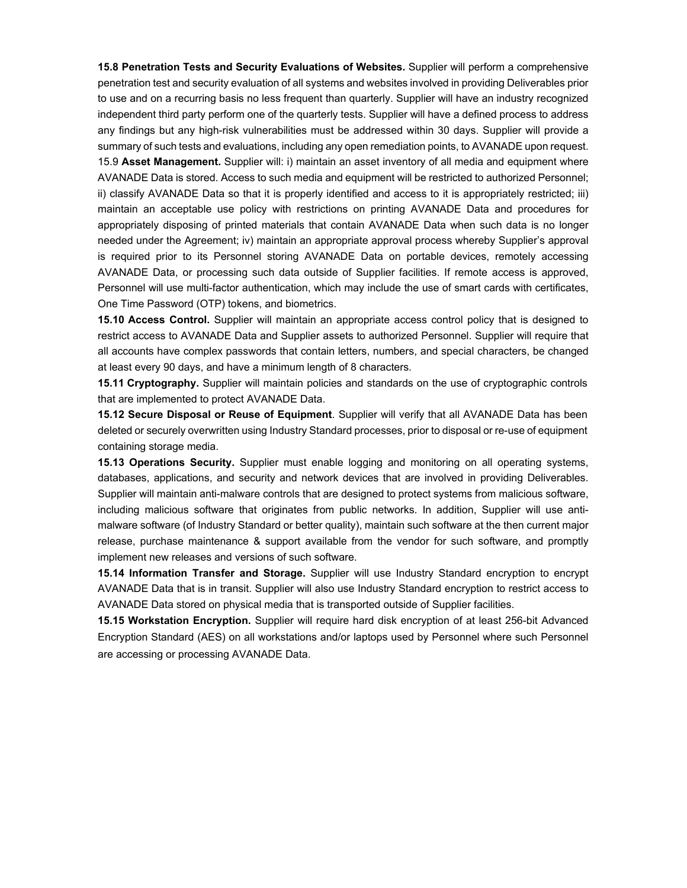**15.8 Penetration Tests and Security Evaluations of Websites.** Supplier will perform a comprehensive penetration test and security evaluation of all systems and websites involved in providing Deliverables prior to use and on a recurring basis no less frequent than quarterly. Supplier will have an industry recognized independent third party perform one of the quarterly tests. Supplier will have a defined process to address any findings but any high-risk vulnerabilities must be addressed within 30 days. Supplier will provide a summary of such tests and evaluations, including any open remediation points, to AVANADE upon request.

15.9 **Asset Management.** Supplier will: i) maintain an asset inventory of all media and equipment where AVANADE Data is stored. Access to such media and equipment will be restricted to authorized Personnel; ii) classify AVANADE Data so that it is properly identified and access to it is appropriately restricted; iii) maintain an acceptable use policy with restrictions on printing AVANADE Data and procedures for appropriately disposing of printed materials that contain AVANADE Data when such data is no longer needed under the Agreement; iv) maintain an appropriate approval process whereby Supplier's approval is required prior to its Personnel storing AVANADE Data on portable devices, remotely accessing AVANADE Data, or processing such data outside of Supplier facilities. If remote access is approved, Personnel will use multi-factor authentication, which may include the use of smart cards with certificates, One Time Password (OTP) tokens, and biometrics.

**15.10 Access Control.** Supplier will maintain an appropriate access control policy that is designed to restrict access to AVANADE Data and Supplier assets to authorized Personnel. Supplier will require that all accounts have complex passwords that contain letters, numbers, and special characters, be changed at least every 90 days, and have a minimum length of 8 characters.

**15.11 Cryptography.** Supplier will maintain policies and standards on the use of cryptographic controls that are implemented to protect AVANADE Data.

**15.12 Secure Disposal or Reuse of Equipment**. Supplier will verify that all AVANADE Data has been deleted or securely overwritten using Industry Standard processes, prior to disposal or re-use of equipment containing storage media.

**15.13 Operations Security.** Supplier must enable logging and monitoring on all operating systems, databases, applications, and security and network devices that are involved in providing Deliverables. Supplier will maintain anti-malware controls that are designed to protect systems from malicious software, including malicious software that originates from public networks. In addition, Supplier will use anti-malware software (of Industry Standard or better quality), maintain such software at the then current major release, purchase maintenance & support available from the vendor for such software, and promptly implement new releases and versions of such software.

**15.14 Information Transfer and Storage.** Supplier will use Industry Standard encryption to encrypt AVANADE Data that is in transit. Supplier will also use Industry Standard encryption to restrict access to AVANADE Data stored on physical media that is transported outside of Supplier facilities.

**15.15 Workstation Encryption.** Supplier will require hard disk encryption of at least 256-bit Advanced Encryption Standard (AES) on all workstations and/or laptops used by Personnel where such Personnel are accessing or processing AVANADE Data.